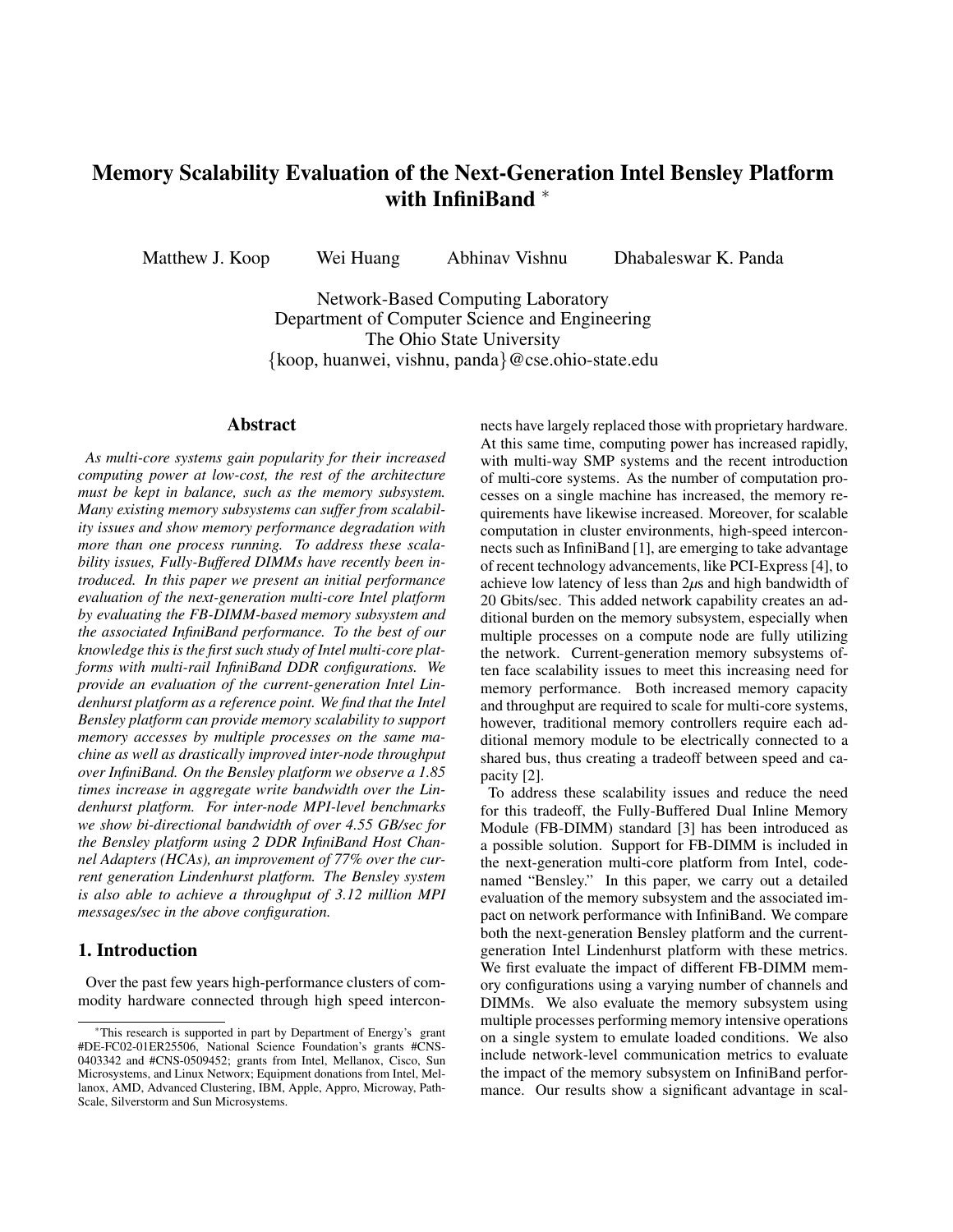# Memory Scalability Evaluation of the Next-Generation Intel Bensley Platform with InfiniBand *

Matthew J. Koop    Wei Huang    Abhinav Vishnu    Dhabaleswar K. Panda

Network-Based Computing Laboratory
Department of Computer Science and Engineering
The Ohio State University
{koop, huanwei, vishnu, panda}@cse.ohio-state.edu

## Abstract

*As multi-core systems gain popularity for their increased computing power at low-cost, the rest of the architecture must be kept in balance, such as the memory subsystem. Many existing memory subsystems can suffer from scalability issues and show memory performance degradation with more than one process running. To address these scalability issues, Fully-Buffered DIMMs have recently been introduced. In this paper we present an initial performance evaluation of the next-generation multi-core Intel platform by evaluating the FB-DIMM-based memory subsystem and the associated InfiniBand performance. To the best of our knowledge this is the first such study of Intel multi-core platforms with multi-rail InfiniBand DDR configurations. We provide an evaluation of the current-generation Intel Lindenhurst platform as a reference point. We find that the Intel Bensley platform can provide memory scalability to support memory accesses by multiple processes on the same machine as well as drastically improved inter-node throughput over InfiniBand. On the Bensley platform we observe a 1.85 times increase in aggregate write bandwidth over the Lindenhurst platform. For inter-node MPI-level benchmarks we show bi-directional bandwidth of over 4.55 GB/sec for the Bensley platform using 2 DDR InfiniBand Host Channel Adapters (HCAs), an improvement of 77% over the current generation Lindenhurst platform. The Bensley system is also able to achieve a throughput of 3.12 million MPI messages/sec in the above configuration.*

## 1. Introduction

Over the past few years high-performance clusters of commodity hardware connected through high speed interconnects have largely replaced those with proprietary hardware. At this same time, computing power has increased rapidly, with multi-way SMP systems and the recent introduction of multi-core systems. As the number of computation processes on a single machine has increased, the memory requirements have likewise increased. Moreover, for scalable computation in cluster environments, high-speed interconnects such as InfiniBand [1], are emerging to take advantage of recent technology advancements, like PCI-Express [4], to achieve low latency of less than 2$\mu$s and high bandwidth of 20 Gbits/sec. This added network capability creates an additional burden on the memory subsystem, especially when multiple processes on a compute node are fully utilizing the network. Current-generation memory subsystems often face scalability issues to meet this increasing need for memory performance. Both increased memory capacity and throughput are required to scale for multi-core systems, however, traditional memory controllers require each additional memory module to be electrically connected to a shared bus, thus creating a tradeoff between speed and capacity [2].

To address these scalability issues and reduce the need for this tradeoff, the Fully-Buffered Dual Inline Memory Module (FB-DIMM) standard [3] has been introduced as a possible solution. Support for FB-DIMM is included in the next-generation multi-core platform from Intel, codenamed "Bensley." In this paper, we carry out a detailed evaluation of the memory subsystem and the associated impact on network performance with InfiniBand. We compare both the next-generation Bensley platform and the current-generation Intel Lindenhurst platform with these metrics. We first evaluate the impact of different FB-DIMM memory configurations using a varying number of channels and DIMMs. We also evaluate the memory subsystem using multiple processes performing memory intensive operations on a single system to emulate loaded conditions. We also include network-level communication metrics to evaluate the impact of the memory subsystem on InfiniBand performance. Our results show a significant advantage in scal-

*This research is supported in part by Department of Energy's grant #DE-FC02-01ER25506, National Science Foundation's grants #CNS-0403342 and #CNS-0509452; grants from Intel, Mellanox, Cisco, Sun Microsystems, and Linux Networx; Equipment donations from Intel, Mellanox, AMD, Advanced Clustering, IBM, Apple, Appro, Microway, PathScale, Silverstorm and Sun Microsystems.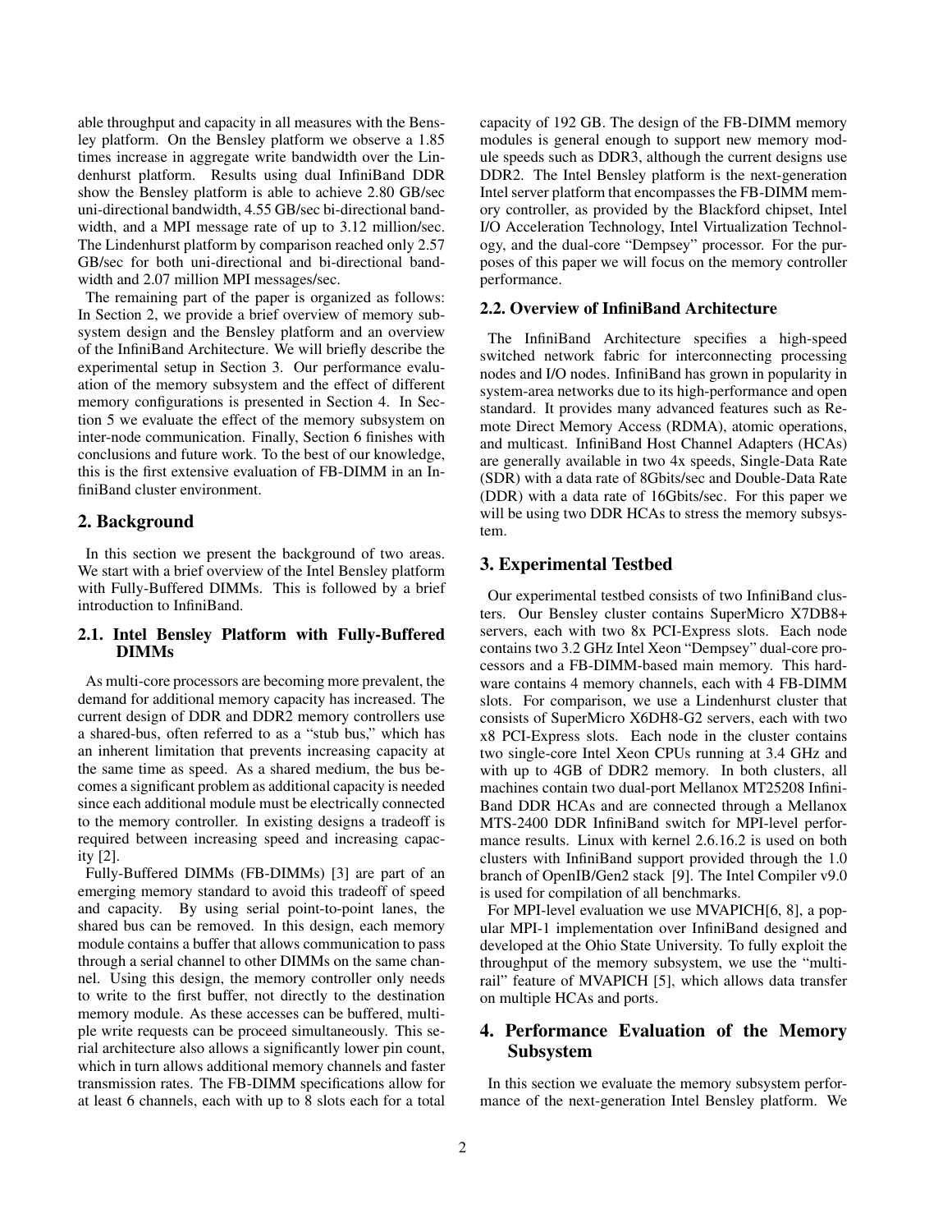able throughput and capacity in all measures with the Bensley platform. On the Bensley platform we observe a 1.85 times increase in aggregate write bandwidth over the Lindenhurst platform. Results using dual InfiniBand DDR show the Bensley platform is able to achieve 2.80 GB/sec uni-directional bandwidth, 4.55 GB/sec bi-directional bandwidth, and a MPI message rate of up to 3.12 million/sec. The Lindenhurst platform by comparison reached only 2.57 GB/sec for both uni-directional and bi-directional bandwidth and 2.07 million MPI messages/sec.

The remaining part of the paper is organized as follows: In Section 2, we provide a brief overview of memory subsystem design and the Bensley platform and an overview of the InfiniBand Architecture. We will briefly describe the experimental setup in Section 3. Our performance evaluation of the memory subsystem and the effect of different memory configurations is presented in Section 4. In Section 5 we evaluate the effect of the memory subsystem on inter-node communication. Finally, Section 6 finishes with conclusions and future work. To the best of our knowledge, this is the first extensive evaluation of FB-DIMM in an InfiniBand cluster environment.

## 2. Background

In this section we present the background of two areas. We start with a brief overview of the Intel Bensley platform with Fully-Buffered DIMMs. This is followed by a brief introduction to InfiniBand.

### 2.1. Intel Bensley Platform with Fully-Buffered DIMMs

As multi-core processors are becoming more prevalent, the demand for additional memory capacity has increased. The current design of DDR and DDR2 memory controllers use a shared-bus, often referred to as a "stub bus," which has an inherent limitation that prevents increasing capacity at the same time as speed. As a shared medium, the bus becomes a significant problem as additional capacity is needed since each additional module must be electrically connected to the memory controller. In existing designs a tradeoff is required between increasing speed and increasing capacity [2].

Fully-Buffered DIMMs (FB-DIMMs) [3] are part of an emerging memory standard to avoid this tradeoff of speed and capacity. By using serial point-to-point lanes, the shared bus can be removed. In this design, each memory module contains a buffer that allows communication to pass through a serial channel to other DIMMs on the same channel. Using this design, the memory controller only needs to write to the first buffer, not directly to the destination memory module. As these accesses can be buffered, multiple write requests can be proceed simultaneously. This serial architecture also allows a significantly lower pin count, which in turn allows additional memory channels and faster transmission rates. The FB-DIMM specifications allow for at least 6 channels, each with up to 8 slots each for a total capacity of 192 GB. The design of the FB-DIMM memory modules is general enough to support new memory module speeds such as DDR3, although the current designs use DDR2. The Intel Bensley platform is the next-generation Intel server platform that encompasses the FB-DIMM memory controller, as provided by the Blackford chipset, Intel I/O Acceleration Technology, Intel Virtualization Technology, and the dual-core "Dempsey" processor. For the purposes of this paper we will focus on the memory controller performance.

### 2.2. Overview of InfiniBand Architecture

The InfiniBand Architecture specifies a high-speed switched network fabric for interconnecting processing nodes and I/O nodes. InfiniBand has grown in popularity in system-area networks due to its high-performance and open standard. It provides many advanced features such as Remote Direct Memory Access (RDMA), atomic operations, and multicast. InfiniBand Host Channel Adapters (HCAs) are generally available in two 4x speeds, Single-Data Rate (SDR) with a data rate of 8Gbits/sec and Double-Data Rate (DDR) with a data rate of 16Gbits/sec. For this paper we will be using two DDR HCAs to stress the memory subsystem.

## 3. Experimental Testbed

Our experimental testbed consists of two InfiniBand clusters. Our Bensley cluster contains SuperMicro X7DB8+ servers, each with two 8x PCI-Express slots. Each node contains two 3.2 GHz Intel Xeon "Dempsey" dual-core processors and a FB-DIMM-based main memory. This hardware contains 4 memory channels, each with 4 FB-DIMM slots. For comparison, we use a Lindenhurst cluster that consists of SuperMicro X6DH8-G2 servers, each with two x8 PCI-Express slots. Each node in the cluster contains two single-core Intel Xeon CPUs running at 3.4 GHz and with up to 4GB of DDR2 memory. In both clusters, all machines contain two dual-port Mellanox MT25208 InfiniBand DDR HCAs and are connected through a Mellanox MTS-2400 DDR InfiniBand switch for MPI-level performance results. Linux with kernel 2.6.16.2 is used on both clusters with InfiniBand support provided through the 1.0 branch of OpenIB/Gen2 stack [9]. The Intel Compiler v9.0 is used for compilation of all benchmarks.

For MPI-level evaluation we use MVAPICH[6, 8], a popular MPI-1 implementation over InfiniBand designed and developed at the Ohio State University. To fully exploit the throughput of the memory subsystem, we use the "multi-rail" feature of MVAPICH [5], which allows data transfer on multiple HCAs and ports.

## 4. Performance Evaluation of the Memory Subsystem

In this section we evaluate the memory subsystem performance of the next-generation Intel Bensley platform. We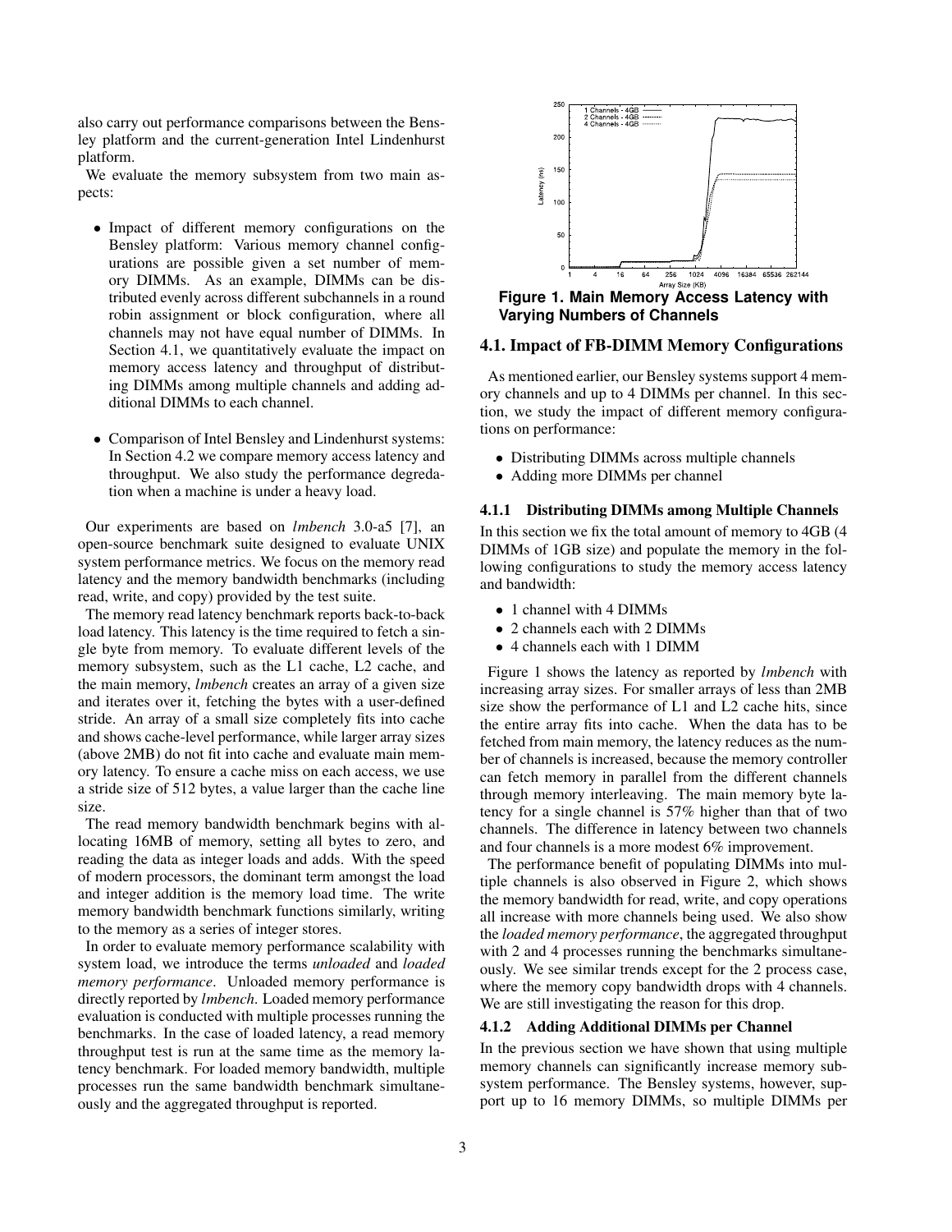also carry out performance comparisons between the Bensley platform and the current-generation Intel Lindenhurst platform.

We evaluate the memory subsystem from two main aspects:

- Impact of different memory configurations on the Bensley platform: Various memory channel configurations are possible given a set number of memory DIMMs. As an example, DIMMs can be distributed evenly across different subchannels in a round robin assignment or block configuration, where all channels may not have equal number of DIMMs. In Section 4.1, we quantitatively evaluate the impact on memory access latency and throughput of distributing DIMMs among multiple channels and adding additional DIMMs to each channel.
- Comparison of Intel Bensley and Lindenhurst systems: In Section 4.2 we compare memory access latency and throughput. We also study the performance degredation when a machine is under a heavy load.

Our experiments are based on *lmbench* 3.0-a5 [7], an open-source benchmark suite designed to evaluate UNIX system performance metrics. We focus on the memory read latency and the memory bandwidth benchmarks (including read, write, and copy) provided by the test suite.

The memory read latency benchmark reports back-to-back load latency. This latency is the time required to fetch a single byte from memory. To evaluate different levels of the memory subsystem, such as the L1 cache, L2 cache, and the main memory, *lmbench* creates an array of a given size and iterates over it, fetching the bytes with a user-defined stride. An array of a small size completely fits into cache and shows cache-level performance, while larger array sizes (above 2MB) do not fit into cache and evaluate main memory latency. To ensure a cache miss on each access, we use a stride size of 512 bytes, a value larger than the cache line size.

The read memory bandwidth benchmark begins with allocating 16MB of memory, setting all bytes to zero, and reading the data as integer loads and adds. With the speed of modern processors, the dominant term amongst the load and integer addition is the memory load time. The write memory bandwidth benchmark functions similarly, writing to the memory as a series of integer stores.

In order to evaluate memory performance scalability with system load, we introduce the terms *unloaded* and *loaded memory performance*. Unloaded memory performance is directly reported by *lmbench*. Loaded memory performance evaluation is conducted with multiple processes running the benchmarks. In the case of loaded latency, a read memory throughput test is run at the same time as the memory latency benchmark. For loaded memory bandwidth, multiple processes run the same bandwidth benchmark simultaneously and the aggregated throughput is reported.

**Figure 1. Main Memory Access Latency with Varying Numbers of Channels**

### 4.1. Impact of FB-DIMM Memory Configurations

As mentioned earlier, our Bensley systems support 4 memory channels and up to 4 DIMMs per channel. In this section, we study the impact of different memory configurations on performance:

- Distributing DIMMs across multiple channels
- Adding more DIMMs per channel

#### 4.1.1 Distributing DIMMs among Multiple Channels

In this section we fix the total amount of memory to 4GB (4 DIMMs of 1GB size) and populate the memory in the following configurations to study the memory access latency and bandwidth:

- 1 channel with 4 DIMMs
- 2 channels each with 2 DIMMs
- 4 channels each with 1 DIMM

Figure 1 shows the latency as reported by *lmbench* with increasing array sizes. For smaller arrays of less than 2MB size show the performance of L1 and L2 cache hits, since the entire array fits into cache. When the data has to be fetched from main memory, the latency reduces as the number of channels is increased, because the memory controller can fetch memory in parallel from the different channels through memory interleaving. The main memory byte latency for a single channel is 57% higher than that of two channels. The difference in latency between two channels and four channels is a more modest 6% improvement.

The performance benefit of populating DIMMs into multiple channels is also observed in Figure 2, which shows the memory bandwidth for read, write, and copy operations all increase with more channels being used. We also show the *loaded memory performance*, the aggregated throughput with 2 and 4 processes running the benchmarks simultaneously. We see similar trends except for the 2 process case, where the memory copy bandwidth drops with 4 channels. We are still investigating the reason for this drop.

#### 4.1.2 Adding Additional DIMMs per Channel

In the previous section we have shown that using multiple memory channels can significantly increase memory subsystem performance. The Bensley systems, however, support up to 16 memory DIMMs, so multiple DIMMs per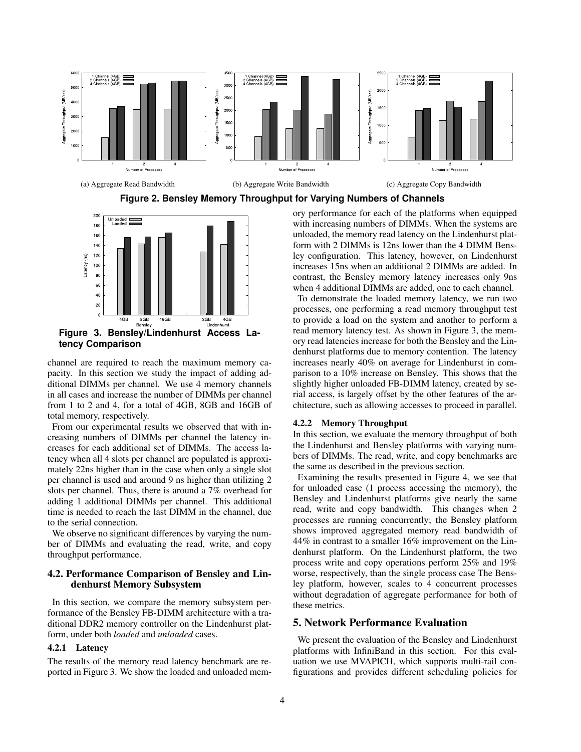(a) Aggregate Read Bandwidth

(b) Aggregate Write Bandwidth

(c) Aggregate Copy Bandwidth

**Figure 2. Bensley Memory Throughput for Varying Numbers of Channels**

**Figure 3. Bensley/Lindenhurst Access Latency Comparison**

channel are required to reach the maximum memory capacity. In this section we study the impact of adding additional DIMMs per channel. We use 4 memory channels in all cases and increase the number of DIMMs per channel from 1 to 2 and 4, for a total of 4GB, 8GB and 16GB of total memory, respectively.

From our experimental results we observed that with increasing numbers of DIMMs per channel the latency increases for each additional set of DIMMs. The access latency when all 4 slots per channel are populated is approximately 22ns higher than in the case when only a single slot per channel is used and around 9 ns higher than utilizing 2 slots per channel. Thus, there is around a 7% overhead for adding 1 additional DIMMs per channel. This additional time is needed to reach the last DIMM in the channel, due to the serial connection.

We observe no significant differences by varying the number of DIMMs and evaluating the read, write, and copy throughput performance.

## 4.2. Performance Comparison of Bensley and Lindenhurst Memory Subsystem

In this section, we compare the memory subsystem performance of the Bensley FB-DIMM architecture with a traditional DDR2 memory controller on the Lindenhurst platform, under both *loaded* and *unloaded* cases.

### 4.2.1 Latency

The results of the memory read latency benchmark are reported in Figure 3. We show the loaded and unloaded memory performance for each of the platforms when equipped with increasing numbers of DIMMs. When the systems are unloaded, the memory read latency on the Lindenhurst platform with 2 DIMMs is 12ns lower than the 4 DIMM Bensley configuration. This latency, however, on Lindenhurst increases 15ns when an additional 2 DIMMs are added. In contrast, the Bensley memory latency increases only 9ns when 4 additional DIMMs are added, one to each channel.

To demonstrate the loaded memory latency, we run two processes, one performing a read memory throughput test to provide a load on the system and another to perform a read memory latency test. As shown in Figure 3, the memory read latencies increase for both the Bensley and the Lindenhurst platforms due to memory contention. The latency increases nearly 40% on average for Lindenhurst in comparison to a 10% increase on Bensley. This shows that the slightly higher unloaded FB-DIMM latency, created by serial access, is largely offset by the other features of the architecture, such as allowing accesses to proceed in parallel.

### 4.2.2 Memory Throughput

In this section, we evaluate the memory throughput of both the Lindenhurst and Bensley platforms with varying numbers of DIMMs. The read, write, and copy benchmarks are the same as described in the previous section.

Examining the results presented in Figure 4, we see that for unloaded case (1 process accessing the memory), the Bensley and Lindenhurst platforms give nearly the same read, write and copy bandwidth. This changes when 2 processes are running concurrently; the Bensley platform shows improved aggregated memory read bandwidth of 44% in contrast to a smaller 16% improvement on the Lindenhurst platform. On the Lindenhurst platform, the two process write and copy operations perform 25% and 19% worse, respectively, than the single process case The Bensley platform, however, scales to 4 concurrent processes without degradation of aggregate performance for both of these metrics.

# 5. Network Performance Evaluation

We present the evaluation of the Bensley and Lindenhurst platforms with InfiniBand in this section. For this evaluation we use MVAPICH, which supports multi-rail configurations and provides different scheduling policies for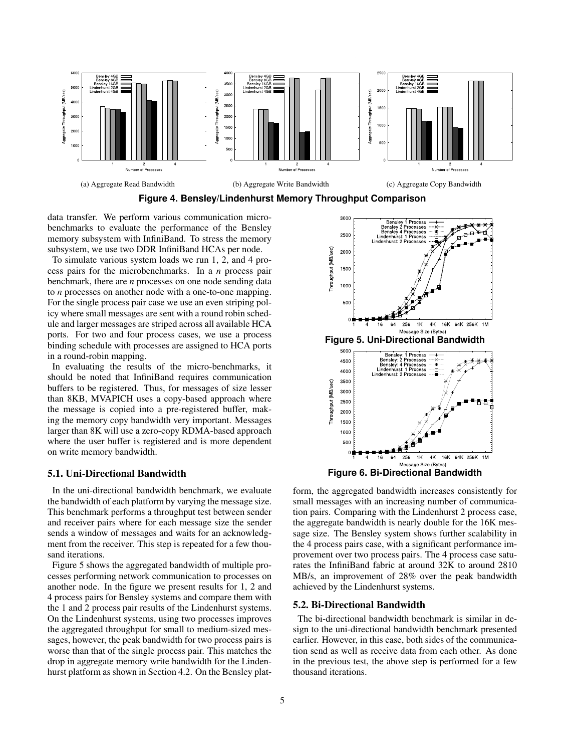(a) Aggregate Read Bandwidth

(b) Aggregate Write Bandwidth

(c) Aggregate Copy Bandwidth

**Figure 4. Bensley/Lindenhurst Memory Throughput Comparison**

data transfer. We perform various communication micro-benchmarks to evaluate the performance of the Bensley memory subsystem with InfiniBand. To stress the memory subsystem, we use two DDR InfiniBand HCAs per node.

To simulate various system loads we run 1, 2, and 4 process pairs for the microbenchmarks. In a *n* process pair benchmark, there are *n* processes on one node sending data to *n* processes on another node with a one-to-one mapping. For the single process pair case we use an even striping policy where small messages are sent with a round robin schedule and larger messages are striped across all available HCA ports. For two and four process cases, we use a process binding schedule with processes are assigned to HCA ports in a round-robin mapping.

In evaluating the results of the micro-benchmarks, it should be noted that InfiniBand requires communication buffers to be registered. Thus, for messages of size lesser than 8KB, MVAPICH uses a copy-based approach where the message is copied into a pre-registered buffer, making the memory copy bandwidth very important. Messages larger than 8K will use a zero-copy RDMA-based approach where the user buffer is registered and is more dependent on write memory bandwidth.

**Figure 5. Uni-Directional Bandwidth**

**Figure 6. Bi-Directional Bandwidth**

## 5.1. Uni-Directional Bandwidth

In the uni-directional bandwidth benchmark, we evaluate the bandwidth of each platform by varying the message size. This benchmark performs a throughput test between sender and receiver pairs where for each message size the sender sends a window of messages and waits for an acknowledgment from the receiver. This step is repeated for a few thousand iterations.

Figure 5 shows the aggregated bandwidth of multiple processes performing network communication to processes on another node. In the figure we present results for 1, 2 and 4 process pairs for Bensley systems and compare them with the 1 and 2 process pair results of the Lindenhurst systems. On the Lindenhurst systems, using two processes improves the aggregated throughput for small to medium-sized messages, however, the peak bandwidth for two process pairs is worse than that of the single process pair. This matches the drop in aggregate memory write bandwidth for the Lindenhurst platform as shown in Section 4.2. On the Bensley platform, the aggregated bandwidth increases consistently for small messages with an increasing number of communication pairs. Comparing with the Lindenhurst 2 process case, the aggregate bandwidth is nearly double for the 16K message size. The Bensley system shows further scalability in the 4 process pairs case, with a significant performance improvement over two process pairs. The 4 process case saturates the InfiniBand fabric at around 32K to around 2810 MB/s, an improvement of 28% over the peak bandwidth achieved by the Lindenhurst systems.

## 5.2. Bi-Directional Bandwidth

The bi-directional bandwidth benchmark is similar in design to the uni-directional bandwidth benchmark presented earlier. However, in this case, both sides of the communication send as well as receive data from each other. As done in the previous test, the above step is performed for a few thousand iterations.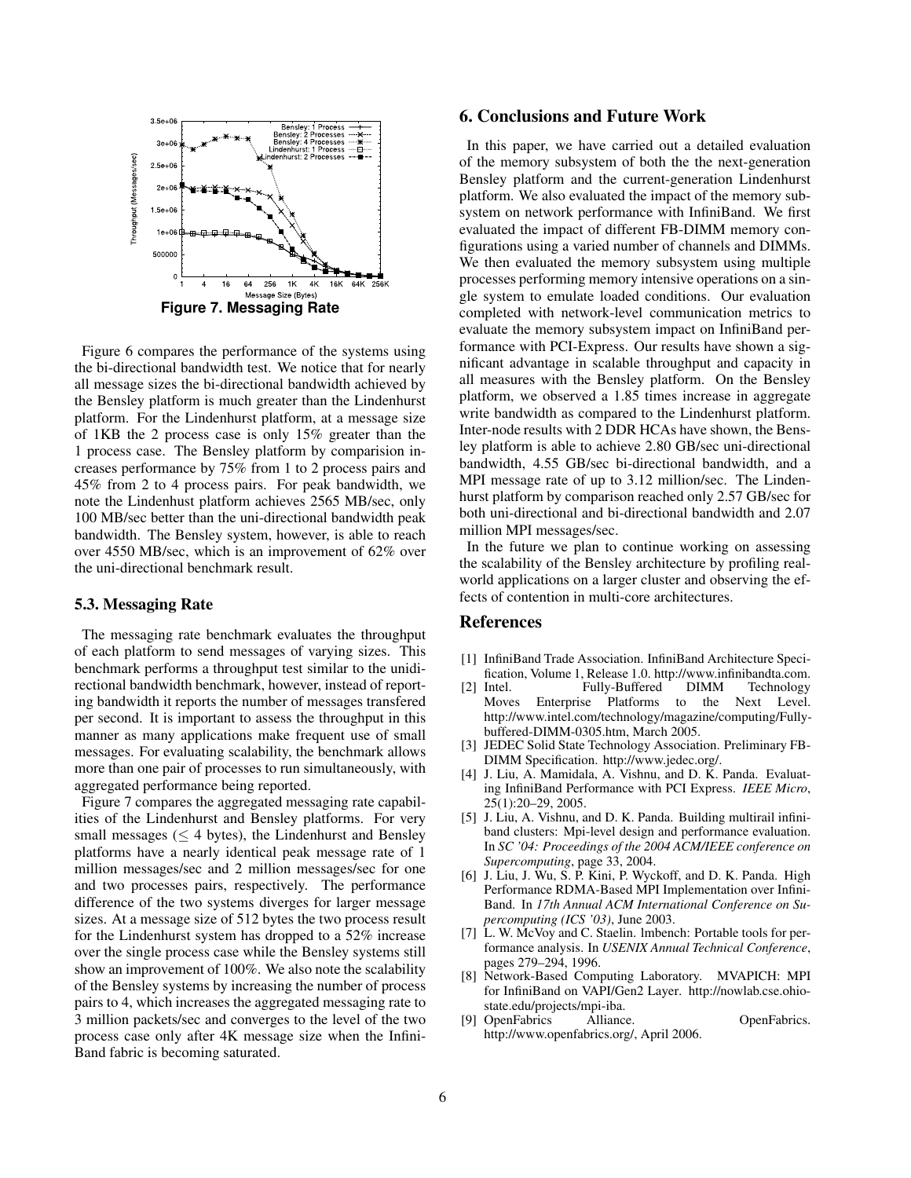3.5e+06
3e+06
2.5e+06
2e+06
1.5e+06
1e+06
500000
0

Throughput (Messages/sec)

1 4 16 64 256 1K 4K 16K 64K 256K

Message Size (Bytes)

Bensley: 1 Process
Bensley: 2 Processes
Bensley: 4 Processes
Lindenhurst: 1 Process
Lindenhurst: 2 Processes

**Figure 7. Messaging Rate**

Figure 6 compares the performance of the systems using the bi-directional bandwidth test. We notice that for nearly all message sizes the bi-directional bandwidth achieved by the Bensley platform is much greater than the Lindenhurst platform. For the Lindenhurst platform, at a message size of 1KB the 2 process case is only 15% greater than the 1 process case. The Bensley platform by comparision increases performance by 75% from 1 to 2 process pairs and 45% from 2 to 4 process pairs. For peak bandwidth, we note the Lindenhust platform achieves 2565 MB/sec, only 100 MB/sec better than the uni-directional bandwidth peak bandwidth. The Bensley system, however, is able to reach over 4550 MB/sec, which is an improvement of 62% over the uni-directional benchmark result.

### 5.3. Messaging Rate

The messaging rate benchmark evaluates the throughput of each platform to send messages of varying sizes. This benchmark performs a throughput test similar to the unidirectional bandwidth benchmark, however, instead of reporting bandwidth it reports the number of messages transfered per second. It is important to assess the throughput in this manner as many applications make frequent use of small messages. For evaluating scalability, the benchmark allows more than one pair of processes to run simultaneously, with aggregated performance being reported.

Figure 7 compares the aggregated messaging rate capabilities of the Lindenhurst and Bensley platforms. For very small messages ($\leq$ 4 bytes), the Lindenhurst and Bensley platforms have a nearly identical peak message rate of 1 million messages/sec and 2 million messages/sec for one and two processes pairs, respectively. The performance difference of the two systems diverges for larger message sizes. At a message size of 512 bytes the two process result for the Lindenhurst system has dropped to a 52% increase over the single process case while the Bensley systems still show an improvement of 100%. We also note the scalability of the Bensley systems by increasing the number of process pairs to 4, which increases the aggregated messaging rate to 3 million packets/sec and converges to the level of the two process case only after 4K message size when the InfiniBand fabric is becoming saturated.

## 6. Conclusions and Future Work

In this paper, we have carried out a detailed evaluation of the memory subsystem of both the the next-generation Bensley platform and the current-generation Lindenhurst platform. We also evaluated the impact of the memory subsystem on network performance with InfiniBand. We first evaluated the impact of different FB-DIMM memory configurations using a varied number of channels and DIMMs. We then evaluated the memory subsystem using multiple processes performing memory intensive operations on a single system to emulate loaded conditions. Our evaluation completed with network-level communication metrics to evaluate the memory subsystem impact on InfiniBand performance with PCI-Express. Our results have shown a significant advantage in scalable throughput and capacity in all measures with the Bensley platform. On the Bensley platform, we observed a 1.85 times increase in aggregate write bandwidth as compared to the Lindenhurst platform. Inter-node results with 2 DDR HCAs have shown, the Bensley platform is able to achieve 2.80 GB/sec uni-directional bandwidth, 4.55 GB/sec bi-directional bandwidth, and a MPI message rate of up to 3.12 million/sec. The Lindenhurst platform by comparison reached only 2.57 GB/sec for both uni-directional and bi-directional bandwidth and 2.07 million MPI messages/sec.

In the future we plan to continue working on assessing the scalability of the Bensley architecture by profiling real-world applications on a larger cluster and observing the effects of contention in multi-core architectures.

## References

[1] InfiniBand Trade Association. InfiniBand Architecture Specification, Volume 1, Release 1.0. http://www.infinibandta.com.

[2] Intel. Fully-Buffered DIMM Technology Moves Enterprise Platforms to the Next Level. http://www.intel.com/technology/magazine/computing/Fully-buffered-DIMM-0305.htm, March 2005.

[3] JEDEC Solid State Technology Association. Preliminary FB-DIMM Specification. http://www.jedec.org/.

[4] J. Liu, A. Mamidala, A. Vishnu, and D. K. Panda. Evaluating InfiniBand Performance with PCI Express. *IEEE Micro*, 25(1):20–29, 2005.

[5] J. Liu, A. Vishnu, and D. K. Panda. Building multirail infiniband clusters: Mpi-level design and performance evaluation. In *SC '04: Proceedings of the 2004 ACM/IEEE conference on Supercomputing*, page 33, 2004.

[6] J. Liu, J. Wu, S. P. Kini, P. Wyckoff, and D. K. Panda. High Performance RDMA-Based MPI Implementation over InfiniBand. In *17th Annual ACM International Conference on Supercomputing (ICS '03)*, June 2003.

[7] L. W. McVoy and C. Staelin. lmbench: Portable tools for performance analysis. In *USENIX Annual Technical Conference*, pages 279–294, 1996.

[8] Network-Based Computing Laboratory. MVAPICH: MPI for InfiniBand on VAPI/Gen2 Layer. http://nowlab.cse.ohio-state.edu/projects/mpi-iba.

[9] OpenFabrics Alliance. OpenFabrics. http://www.openfabrics.org/, April 2006.